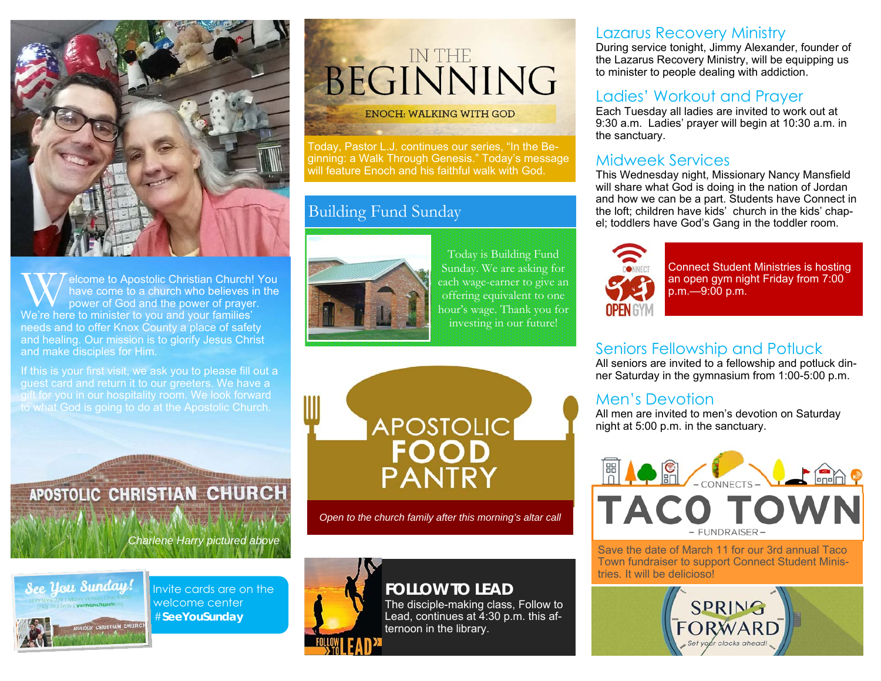Welcome to Apostolic Christian Church! You have come to a church who believes in the power of God and the power of prayer. We're here to minister to you and your families' needs and to offer Knox County a place of safety and healing. Our mission is to glorify Jesus Christ and make disciples for Him.

If this is your first visit, we ask you to please fill out a guest card and return it to our greeters. We have a gift for you in our hospitality room. We look forward to what God is going to do at the Apostolic Church.

APOSTOLIC CHRISTIAN CHURCH

*Charlene Harry pictured above*

See You Sunday!

Invite cards are on the welcome center #**SeeYouSunday**

# IN THE BEGINNING

ENOCH: WALKING WITH GOD

Today, Pastor L.J. continues our series, "In the Beginning: a Walk Through Genesis." Today's message will feature Enoch and his faithful walk with God.

## Building Fund Sunday

Today is Building Fund Sunday. We are asking for each wage-earner to give an offering equivalent to one hour's wage. Thank you for investing in our future!

## APOSTOLIC FOOD PANTRY

*Open to the church family after this morning's altar call*

## FOLLOW TO LEAD

The disciple-making class, Follow to Lead, continues at 4:30 p.m. this afternoon in the library.

## Lazarus Recovery Ministry

During service tonight, Jimmy Alexander, founder of the Lazarus Recovery Ministry, will be equipping us to minister to people dealing with addiction.

## Ladies' Workout and Prayer

Each Tuesday all ladies are invited to work out at 9:30 a.m. Ladies' prayer will begin at 10:30 a.m. in the sanctuary.

## Midweek Services

This Wednesday night, Missionary Nancy Mansfield will share what God is doing in the nation of Jordan and how we can be a part. Students have Connect in the loft; children have kids' church in the kids' chapel; toddlers have God's Gang in the toddler room.

CONNECT OPEN GYM

Connect Student Ministries is hosting an open gym night Friday from 7:00 p.m.—9:00 p.m.

## Seniors Fellowship and Potluck

All seniors are invited to a fellowship and potluck dinner Saturday in the gymnasium from 1:00-5:00 p.m.

## Men's Devotion

All men are invited to men's devotion on Saturday night at 5:00 p.m. in the sanctuary.

## CONNECTS TACO TOWN FUNDRAISER

Save the date of March 11 for our 3rd annual Taco Town fundraiser to support Connect Student Ministries. It will be delicioso!

SPRING FORWARD

*Set your clocks ahead!*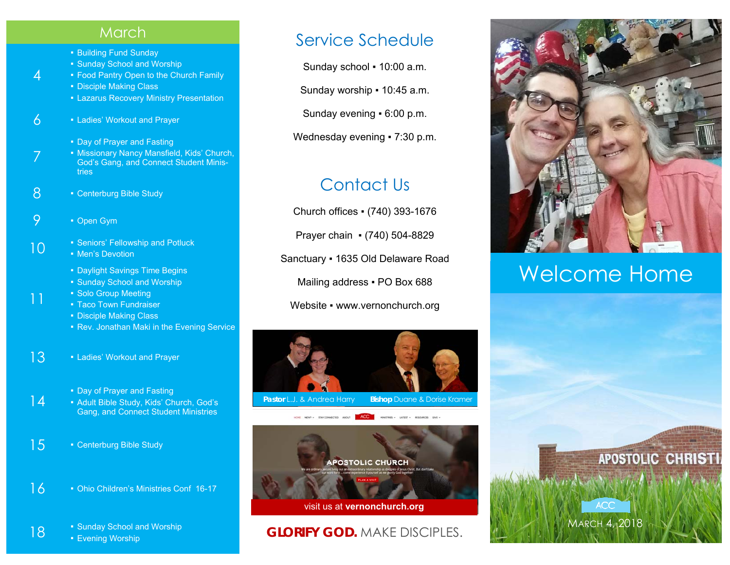## March

**4**
- Building Fund Sunday
- Sunday School and Worship
- Food Pantry Open to the Church Family
- Disciple Making Class
- Lazarus Recovery Ministry Presentation

**6**
- Ladies' Workout and Prayer

**7**
- Day of Prayer and Fasting
- Missionary Nancy Mansfield, Kids' Church, God's Gang, and Connect Student Ministries

**8**
- Centerburg Bible Study

**9**
- Open Gym

**10**
- Seniors' Fellowship and Potluck
- Men's Devotion

**11**
- Daylight Savings Time Begins
- Sunday School and Worship
- Solo Group Meeting
- Taco Town Fundraiser
- Disciple Making Class
- Rev. Jonathan Maki in the Evening Service

**13**
- Ladies' Workout and Prayer

**14**
- Day of Prayer and Fasting
- Adult Bible Study, Kids' Church, God's Gang, and Connect Student Ministries

**15**
- Centerburg Bible Study

**16**
- Ohio Children's Ministries Conf 16-17

**18**
- Sunday School and Worship
- Evening Worship

## Service Schedule

Sunday school ▪ 10:00 a.m.

Sunday worship ▪ 10:45 a.m.

Sunday evening ▪ 6:00 p.m.

Wednesday evening ▪ 7:30 p.m.

## Contact Us

Church offices ▪ (740) 393-1676

Prayer chain ▪ (740) 504-8829

Sanctuary ▪ 1635 Old Delaware Road

Mailing address ▪ PO Box 688

Website ▪ www.vernonchurch.org

**Pastor** L.J. & Andrea Harry   **Bishop** Duane & Dorise Kramer

APOSTOLIC CHURCH

visit us at **vernonchurch.org**

**GLORIFY GOD.** MAKE DISCIPLES.

# Welcome Home

ACC

March 4, 2018